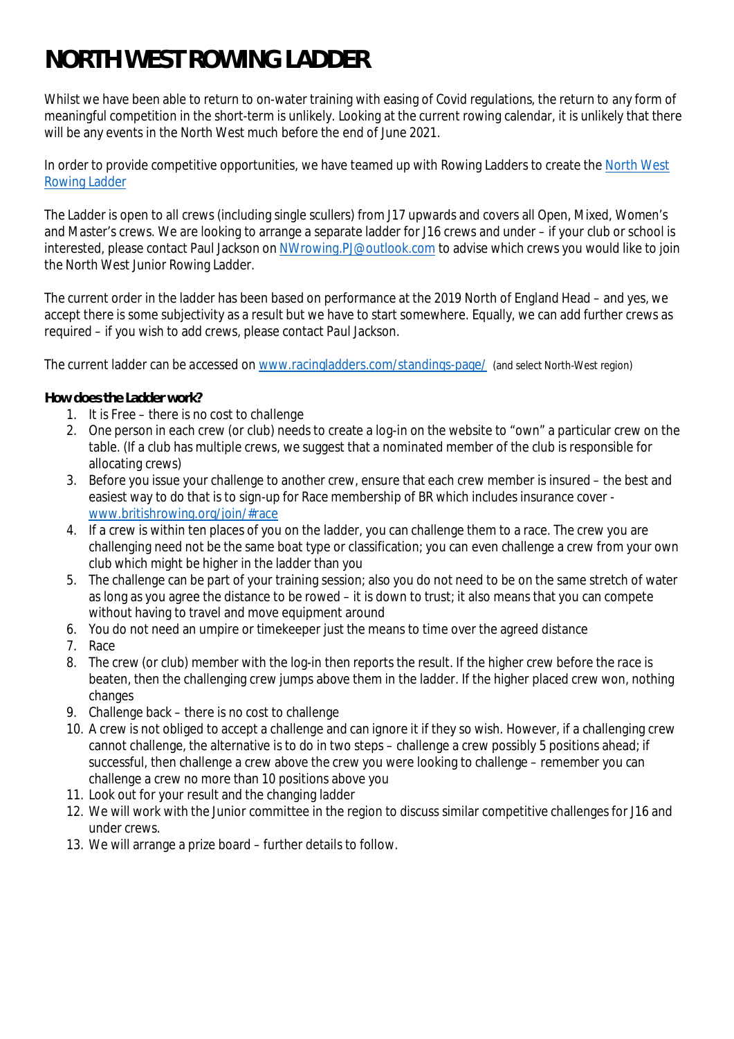# NORTH WEST ROWING LADDER

Whilst we have been able to return to on-water training with easing of Covid regulations, the return to any form of meaningful competition in the short-term is unlikely. Looking at the current rowing calendar, it is unlikely that there will be any events in the North West much before the end of June 2021.

In order to provide competitive opportunities, we have teamed up with Rowing Ladders to create the North West Rowing Ladder

The Ladder is open to all crews (including single scullers) from J17 upwards and covers all Open, Mixed, Women's and Master's crews. We are looking to arrange a separate ladder for J16 crews and under – if your club or school is interested, please contact Paul Jackson on NWrowing.PJ@outlook.com to advise which crews you would like to join the North West Junior Rowing Ladder.

The current order in the ladder has been based on performance at the 2019 North of England Head – and yes, we accept there is some subjectivity as a result but we have to start somewhere. Equally, we can add further crews as required – if you wish to add crews, please contact Paul Jackson.

The current ladder can be accessed on www.racingladders.com/standings-page/ (and select North-West region)

**How does the Ladder work?**

1. It is Free – there is no cost to challenge
2. One person in each crew (or club) needs to create a log-in on the website to "own" a particular crew on the table. (If a club has multiple crews, we suggest that a nominated member of the club is responsible for allocating crews)
3. Before you issue your challenge to another crew, ensure that each crew member is insured – the best and easiest way to do that is to sign-up for Race membership of BR which includes insurance cover - www.britishrowing.org/join/#race
4. If a crew is within ten places of you on the ladder, you can challenge them to a race. The crew you are challenging need not be the same boat type or classification; you can even challenge a crew from your own club which might be higher in the ladder than you
5. The challenge can be part of your training session; also you do not need to be on the same stretch of water as long as you agree the distance to be rowed – it is down to trust; it also means that you can compete without having to travel and move equipment around
6. You do not need an umpire or timekeeper just the means to time over the agreed distance
7. Race
8. The crew (or club) member with the log-in then reports the result. If the higher crew before the race is beaten, then the challenging crew jumps above them in the ladder. If the higher placed crew won, nothing changes
9. Challenge back – there is no cost to challenge
10. A crew is not obliged to accept a challenge and can ignore it if they so wish. However, if a challenging crew cannot challenge, the alternative is to do in two steps – challenge a crew possibly 5 positions ahead; if successful, then challenge a crew above the crew you were looking to challenge – remember you can challenge a crew no more than 10 positions above you
11. Look out for your result and the changing ladder
12. We will work with the Junior committee in the region to discuss similar competitive challenges for J16 and under crews.
13. We will arrange a prize board – further details to follow.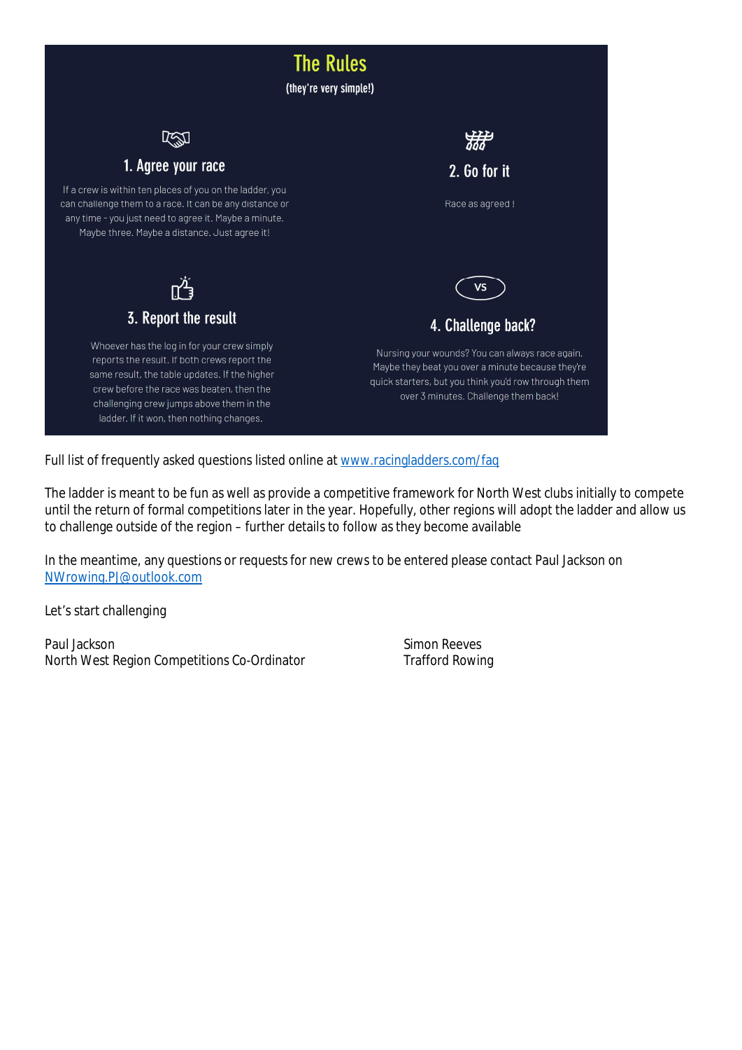# The Rules

(they're very simple!)

### 1. Agree your race

If a crew is within ten places of you on the ladder, you can challenge them to a race. It can be any distance or any time - you just need to agree it. Maybe a minute. Maybe three. Maybe a distance. Just agree it!

### 2. Go for it

Race as agreed !

### 3. Report the result

Whoever has the log in for your crew simply reports the result. If both crews report the same result, the table updates. If the higher crew before the race was beaten, then the challenging crew jumps above them in the ladder. If it won, then nothing changes.

### 4. Challenge back?

Nursing your wounds? You can always race again. Maybe they beat you over a minute because they're quick starters, but you think you'd row through them over 3 minutes. Challenge them back!

Full list of frequently asked questions listed online at [www.racingladders.com/faq](http://www.racingladders.com/faq)

The ladder is meant to be fun as well as provide a competitive framework for North West clubs initially to compete until the return of formal competitions later in the year. Hopefully, other regions will adopt the ladder and allow us to challenge outside of the region – further details to follow as they become available

In the meantime, any questions or requests for new crews to be entered please contact Paul Jackson on [NWrowing.PJ@outlook.com](mailto:NWrowing.PJ@outlook.com)

Let's start challenging

Paul Jackson
North West Region Competitions Co-Ordinator

Simon Reeves
Trafford Rowing